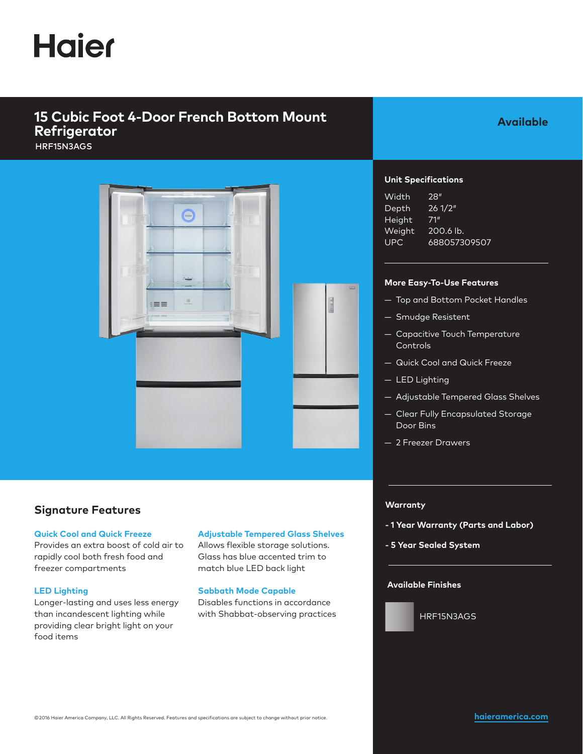# Haier

## 15 Cubic Foot 4-Door French Bottom Mount Refrigerator

HRF15N3AGS

**Available**

### Unit Specifications

| | |
|---|---|
| Width | 28″ |
| Depth | 26 1/2″ |
| Height | 71″ |
| Weight | 200.6 lb. |
| UPC | 688057309507 |

### More Easy-To-Use Features

- Top and Bottom Pocket Handles
- Smudge Resistent
- Capacitive Touch Temperature Controls
- Quick Cool and Quick Freeze
- LED Lighting
- Adjustable Tempered Glass Shelves
- Clear Fully Encapsulated Storage Door Bins
- 2 Freezer Drawers

### Warranty

**- 1 Year Warranty (Parts and Labor)**

**- 5 Year Sealed System**

### Available Finishes

HRF15N3AGS

## Signature Features

**Quick Cool and Quick Freeze**
Provides an extra boost of cold air to rapidly cool both fresh food and freezer compartments

**LED Lighting**
Longer-lasting and uses less energy than incandescent lighting while providing clear bright light on your food items

**Adjustable Tempered Glass Shelves**
Allows flexible storage solutions. Glass has blue accented trim to match blue LED back light

**Sabbath Mode Capable**
Disables functions in accordance with Shabbat-observing practices

©2016 Haier America Company, LLC. All Rights Reserved. Features and specifications are subject to change without prior notice.

haieramerica.com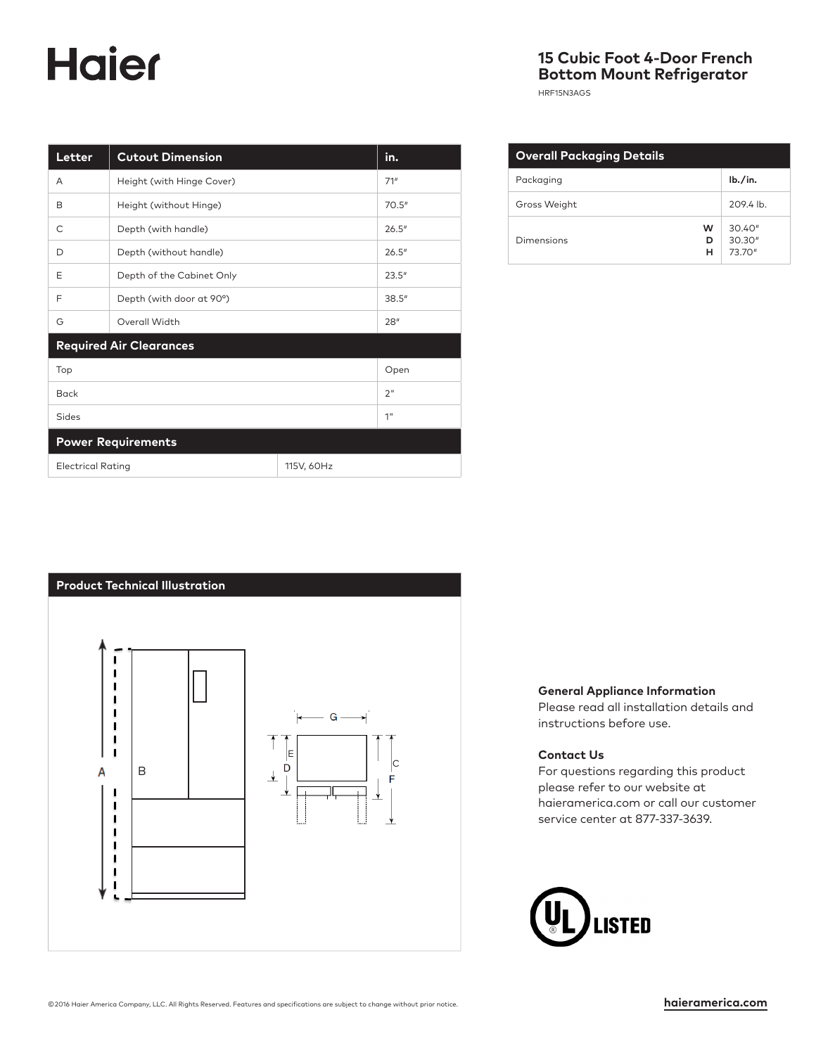# Haier

## 15 Cubic Foot 4-Door French Bottom Mount Refrigerator

HRF15N3AGS

| Letter | Cutout Dimension | in. |
|---|---|---|
| A | Height (with Hinge Cover) | 71″ |
| B | Height (without Hinge) | 70.5″ |
| C | Depth (with handle) | 26.5″ |
| D | Depth (without handle) | 26.5″ |
| E | Depth of the Cabinet Only | 23.5″ |
| F | Depth (with door at 90°) | 38.5″ |
| G | Overall Width | 28″ |
| **Required Air Clearances** | | |
| Top | | Open |
| Back | | 2" |
| Sides | | 1" |
| **Power Requirements** | | |
| Electrical Rating | 115V, 60Hz | |

| Overall Packaging Details | | |
|---|---|---|
| Packaging | | lb./in. |
| Gross Weight | | 209.4 lb. |
| Dimensions | W<br>D<br>H | 30.40″<br>30.30″<br>73.70″ |

### Product Technical Illustration

A
B
G
E
D
C
F

**General Appliance Information**
Please read all installation details and instructions before use.

**Contact Us**
For questions regarding this product please refer to our website at haieramerica.com or call our customer service center at 877-337-3639.

UL LISTED

©2016 Haier America Company, LLC. All Rights Reserved. Features and specifications are subject to change without prior notice.

haieramerica.com